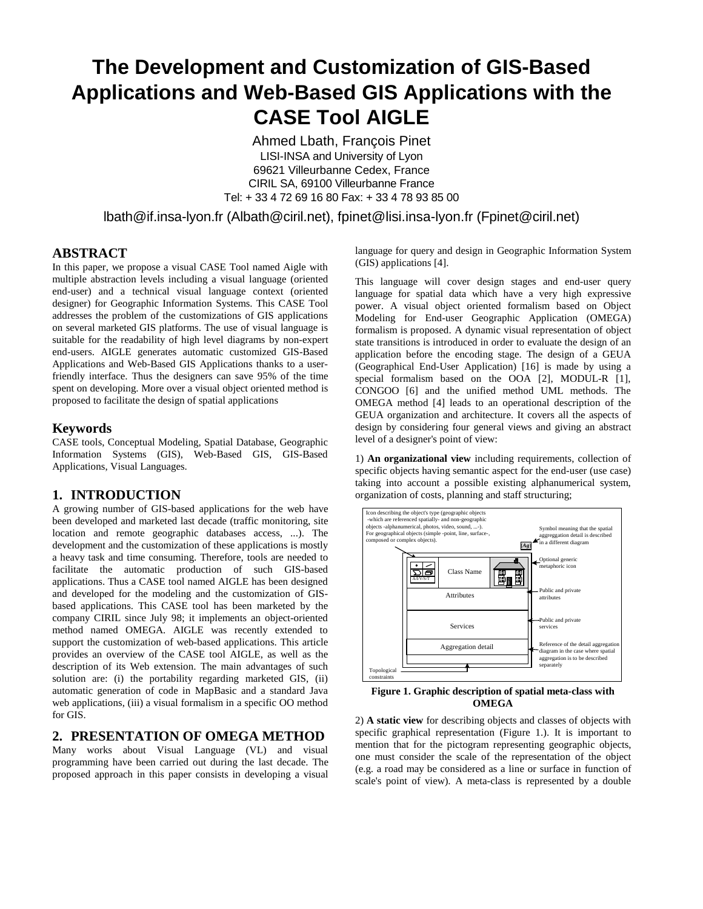# The Development and Customization of GIS-Based Applications and Web-Based GIS Applications with the CASE Tool AIGLE

Ahmed Lbath, François Pinet
LISI-INSA and University of Lyon
69621 Villeurbanne Cedex, France
CIRIL SA, 69100 Villeurbanne France
Tel: + 33 4 72 69 16 80 Fax: + 33 4 78 93 85 00

lbath@if.insa-lyon.fr (Albath@ciril.net), fpinet@lisi.insa-lyon.fr (Fpinet@ciril.net)

## ABSTRACT

In this paper, we propose a visual CASE Tool named Aigle with multiple abstraction levels including a visual language (oriented end-user) and a technical visual language context (oriented designer) for Geographic Information Systems. This CASE Tool addresses the problem of the customizations of GIS applications on several marketed GIS platforms. The use of visual language is suitable for the readability of high level diagrams by non-expert end-users. AIGLE generates automatic customized GIS-Based Applications and Web-Based GIS Applications thanks to a user-friendly interface. Thus the designers can save 95% of the time spent on developing. More over a visual object oriented method is proposed to facilitate the design of spatial applications

## Keywords

CASE tools, Conceptual Modeling, Spatial Database, Geographic Information Systems (GIS), Web-Based GIS, GIS-Based Applications, Visual Languages.

## 1. INTRODUCTION

A growing number of GIS-based applications for the web have been developed and marketed last decade (traffic monitoring, site location and remote geographic databases access, ...). The development and the customization of these applications is mostly a heavy task and time consuming. Therefore, tools are needed to facilitate the automatic production of such GIS-based applications. Thus a CASE tool named AIGLE has been designed and developed for the modeling and the customization of GIS-based applications. This CASE tool has been marketed by the company CIRIL since July 98; it implements an object-oriented method named OMEGA. AIGLE was recently extended to support the customization of web-based applications. This article provides an overview of the CASE tool AIGLE, as well as the description of its Web extension. The main advantages of such solution are: (i) the portability regarding marketed GIS, (ii) automatic generation of code in MapBasic and a standard Java web applications, (iii) a visual formalism in a specific OO method for GIS.

## 2. PRESENTATION OF OMEGA METHOD

Many works about Visual Language (VL) and visual programming have been carried out during the last decade. The proposed approach in this paper consists in developing a visual language for query and design in Geographic Information System (GIS) applications [4].

This language will cover design stages and end-user query language for spatial data which have a very high expressive power. A visual object oriented formalism based on Object Modeling for End-user Geographic Application (OMEGA) formalism is proposed. A dynamic visual representation of object state transitions is introduced in order to evaluate the design of an application before the encoding stage. The design of a GEUA (Geographical End-User Application) [16] is made by using a special formalism based on the OOA [2], MODUL-R [1], CONGOO [6] and the unified method UML methods. The OMEGA method [4] leads to an operational description of the GEUA organization and architecture. It covers all the aspects of design by considering four general views and giving an abstract level of a designer's point of view:

1) **An organizational view** including requirements, collection of specific objects having semantic aspect for the end-user (use case) taking into account a possible existing alphanumerical system, organization of costs, planning and staff structuring;

Icon describing the object's type (geographic objects -which are referenced spatially- and non-geographic objects -alphanumerical, photos, video, sound, ...-). For geographical objects (simple -point, line, surface-, composed or complex objects).

Symbol meaning that the spatial aggreggation detail is described in a different diagram

Ag

A/I/V/S/T

Class Name

Optional generic metaphoric icon

Attributes

Public and private attributes

Services

Public and private services

Aggregation detail

Reference of the detail aggregation diagram in the case where spatial aggregation is to be described separately

Topological constraints

**Figure 1. Graphic description of spatial meta-class with OMEGA**

2) **A static view** for describing objects and classes of objects with specific graphical representation (Figure 1.). It is important to mention that for the pictogram representing geographic objects, one must consider the scale of the representation of the object (e.g. a road may be considered as a line or surface in function of scale's point of view). A meta-class is represented by a double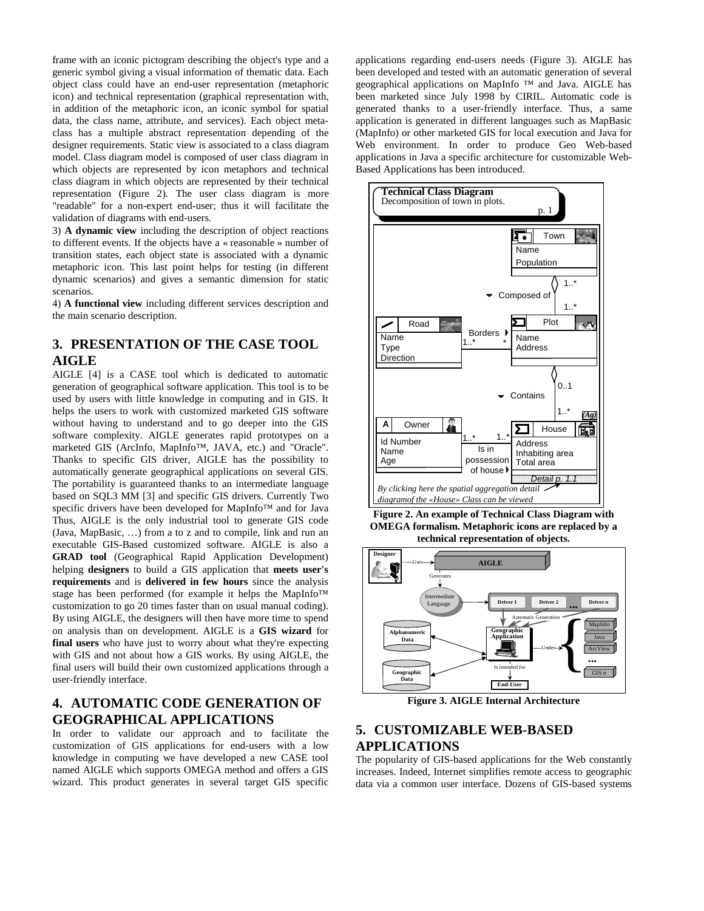frame with an iconic pictogram describing the object's type and a generic symbol giving a visual information of thematic data. Each object class could have an end-user representation (metaphoric icon) and technical representation (graphical representation with, in addition of the metaphoric icon, an iconic symbol for spatial data, the class name, attribute, and services). Each object meta-class has a multiple abstract representation depending of the designer requirements. Static view is associated to a class diagram model. Class diagram model is composed of user class diagram in which objects are represented by icon metaphors and technical class diagram in which objects are represented by their technical representation (Figure 2). The user class diagram is more "readable" for a non-expert end-user; thus it will facilitate the validation of diagrams with end-users.

3) **A dynamic view** including the description of object reactions to different events. If the objects have a « reasonable » number of transition states, each object state is associated with a dynamic metaphoric icon. This last point helps for testing (in different dynamic scenarios) and gives a semantic dimension for static scenarios.

4) **A functional view** including different services description and the main scenario description.

## 3. PRESENTATION OF THE CASE TOOL AIGLE

AIGLE [4] is a CASE tool which is dedicated to automatic generation of geographical software application. This tool is to be used by users with little knowledge in computing and in GIS. It helps the users to work with customized marketed GIS software without having to understand and to go deeper into the GIS software complexity. AIGLE generates rapid prototypes on a marketed GIS (ArcInfo, MapInfo™, JAVA, etc.) and "Oracle". Thanks to specific GIS driver, AIGLE has the possibility to automatically generate geographical applications on several GIS. The portability is guaranteed thanks to an intermediate language based on SQL3 MM [3] and specific GIS drivers. Currently Two specific drivers have been developed for MapInfo™ and for Java Thus, AIGLE is the only industrial tool to generate GIS code (Java, MapBasic, …) from a to z and to compile, link and run an executable GIS-Based customized software. AIGLE is also a **GRAD tool** (Geographical Rapid Application Development) helping **designers** to build a GIS application that **meets user's requirements** and is **delivered in few hours** since the analysis stage has been performed (for example it helps the MapInfo™ customization to go 20 times faster than on usual manual coding). By using AIGLE, the designers will then have more time to spend on analysis than on development. AIGLE is a **GIS wizard** for **final users** who have just to worry about what they're expecting with GIS and not about how a GIS works. By using AIGLE, the final users will build their own customized applications through a user-friendly interface.

## 4. AUTOMATIC CODE GENERATION OF GEOGRAPHICAL APPLICATIONS

In order to validate our approach and to facilitate the customization of GIS applications for end-users with a low knowledge in computing we have developed a new CASE tool named AIGLE which supports OMEGA method and offers a GIS wizard. This product generates in several target GIS specific applications regarding end-users needs (Figure 3). AIGLE has been developed and tested with an automatic generation of several geographical applications on MapInfo ™ and Java. AIGLE has been marketed since July 1998 by CIRIL. Automatic code is generated thanks to a user-friendly interface. Thus, a same application is generated in different languages such as MapBasic (MapInfo) or other marketed GIS for local execution and Java for Web environment. In order to produce Geo Web-based applications in Java a specific architecture for customizable Web-Based Applications has been introduced.

**Figure 2. An example of Technical Class Diagram with OMEGA formalism. Metaphoric icons are replaced by a technical representation of objects.**

**Figure 3. AIGLE Internal Architecture**

## 5. CUSTOMIZABLE WEB-BASED APPLICATIONS

The popularity of GIS-based applications for the Web constantly increases. Indeed, Internet simplifies remote access to geographic data via a common user interface. Dozens of GIS-based systems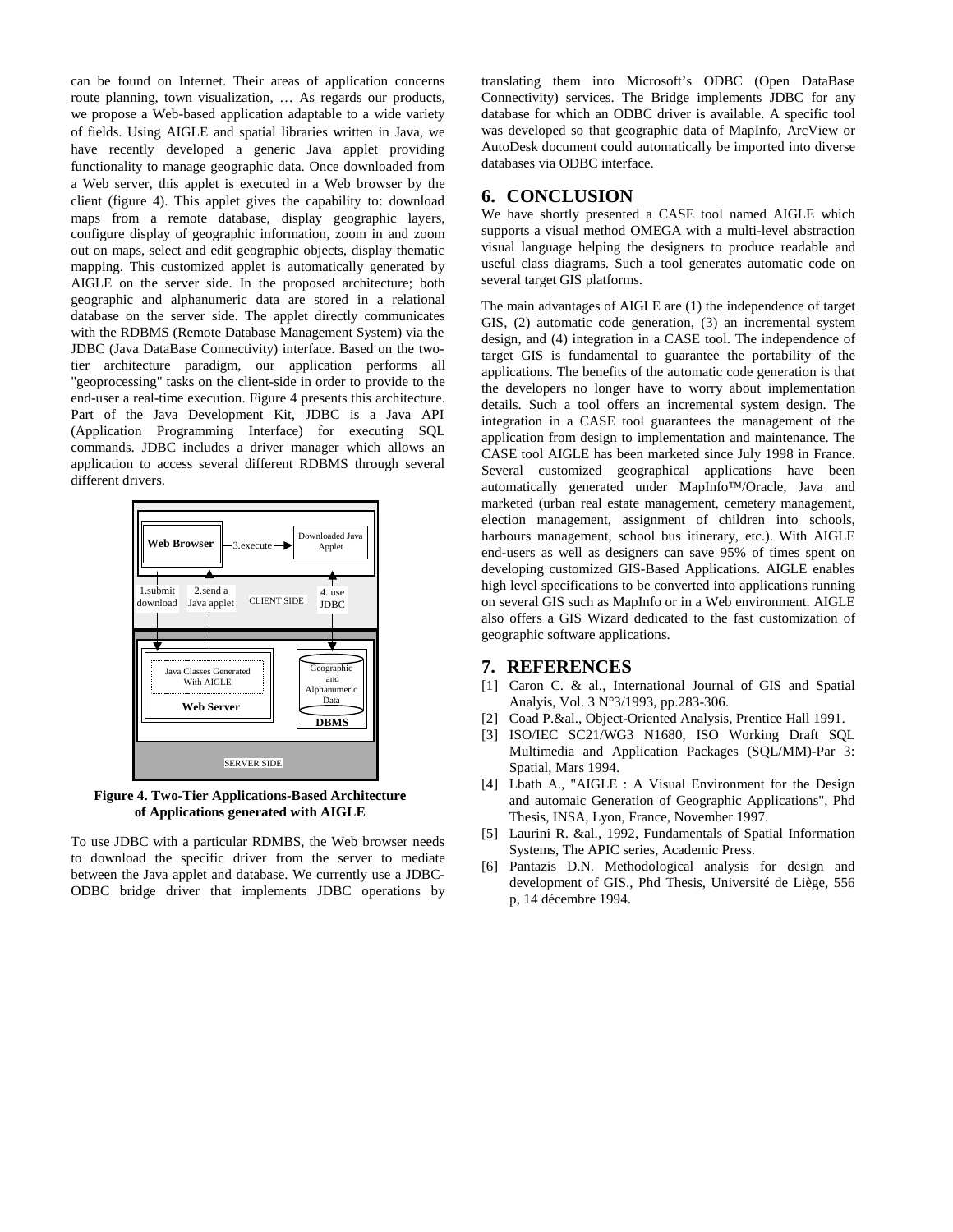can be found on Internet. Their areas of application concerns route planning, town visualization, … As regards our products, we propose a Web-based application adaptable to a wide variety of fields. Using AIGLE and spatial libraries written in Java, we have recently developed a generic Java applet providing functionality to manage geographic data. Once downloaded from a Web server, this applet is executed in a Web browser by the client (figure 4). This applet gives the capability to: download maps from a remote database, display geographic layers, configure display of geographic information, zoom in and zoom out on maps, select and edit geographic objects, display thematic mapping. This customized applet is automatically generated by AIGLE on the server side. In the proposed architecture; both geographic and alphanumeric data are stored in a relational database on the server side. The applet directly communicates with the RDBMS (Remote Database Management System) via the JDBC (Java DataBase Connectivity) interface. Based on the two-tier architecture paradigm, our application performs all "geoprocessing" tasks on the client-side in order to provide to the end-user a real-time execution. Figure 4 presents this architecture. Part of the Java Development Kit, JDBC is a Java API (Application Programming Interface) for executing SQL commands. JDBC includes a driver manager which allows an application to access several different RDBMS through several different drivers.

Web Browser
3.execute
Downloaded Java Applet
1.submit download
2.send a Java applet
CLIENT SIDE
4. use JDBC
Java Classes Generated With AIGLE
Web Server
Geographic and Alphanumeric Data
DBMS
SERVER SIDE

**Figure 4. Two-Tier Applications-Based Architecture of Applications generated with AIGLE**

To use JDBC with a particular RDMBS, the Web browser needs to download the specific driver from the server to mediate between the Java applet and database. We currently use a JDBC-ODBC bridge driver that implements JDBC operations by translating them into Microsoft's ODBC (Open DataBase Connectivity) services. The Bridge implements JDBC for any database for which an ODBC driver is available. A specific tool was developed so that geographic data of MapInfo, ArcView or AutoDesk document could automatically be imported into diverse databases via ODBC interface.

## 6. CONCLUSION

We have shortly presented a CASE tool named AIGLE which supports a visual method OMEGA with a multi-level abstraction visual language helping the designers to produce readable and useful class diagrams. Such a tool generates automatic code on several target GIS platforms.

The main advantages of AIGLE are (1) the independence of target GIS, (2) automatic code generation, (3) an incremental system design, and (4) integration in a CASE tool. The independence of target GIS is fundamental to guarantee the portability of the applications. The benefits of the automatic code generation is that the developers no longer have to worry about implementation details. Such a tool offers an incremental system design. The integration in a CASE tool guarantees the management of the application from design to implementation and maintenance. The CASE tool AIGLE has been marketed since July 1998 in France. Several customized geographical applications have been automatically generated under MapInfo™/Oracle, Java and marketed (urban real estate management, cemetery management, election management, assignment of children into schools, harbours management, school bus itinerary, etc.). With AIGLE end-users as well as designers can save 95% of times spent on developing customized GIS-Based Applications. AIGLE enables high level specifications to be converted into applications running on several GIS such as MapInfo or in a Web environment. AIGLE also offers a GIS Wizard dedicated to the fast customization of geographic software applications.

## 7. REFERENCES

[1] Caron C. & al., International Journal of GIS and Spatial Analyis, Vol. 3 N°3/1993, pp.283-306.

[2] Coad P.&al., Object-Oriented Analysis, Prentice Hall 1991.

[3] ISO/IEC SC21/WG3 N1680, ISO Working Draft SQL Multimedia and Application Packages (SQL/MM)-Par 3: Spatial, Mars 1994.

[4] Lbath A., "AIGLE : A Visual Environment for the Design and automaic Generation of Geographic Applications", Phd Thesis, INSA, Lyon, France, November 1997.

[5] Laurini R. &al., 1992, Fundamentals of Spatial Information Systems, The APIC series, Academic Press.

[6] Pantazis D.N. Methodological analysis for design and development of GIS., Phd Thesis, Université de Liège, 556 p, 14 décembre 1994.